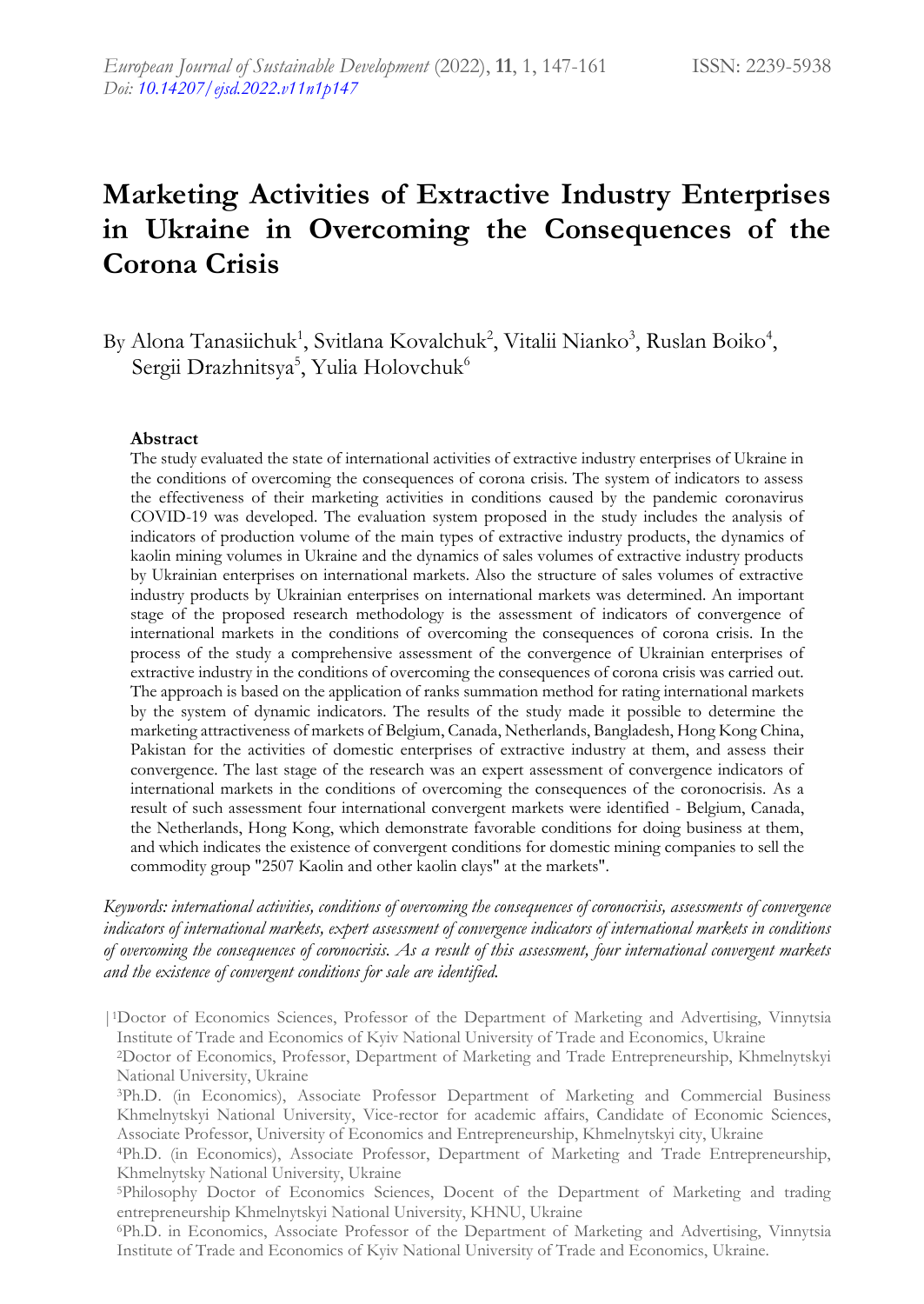# Marketing Activities of Extractive Industry Enterprises in Ukraine in Overcoming the Consequences of the Corona Crisis

By Alona Tanasiichuk[1], Svitlana Kovalchuk[2], Vitalii Nianko[3], Ruslan Boiko[4], Sergii Drazhnitsya[5], Yulia Holovchuk[6]

### Abstract

The study evaluated the state of international activities of extractive industry enterprises of Ukraine in the conditions of overcoming the consequences of corona crisis. The system of indicators to assess the effectiveness of their marketing activities in conditions caused by the pandemic coronavirus COVID-19 was developed. The evaluation system proposed in the study includes the analysis of indicators of production volume of the main types of extractive industry products, the dynamics of kaolin mining volumes in Ukraine and the dynamics of sales volumes of extractive industry products by Ukrainian enterprises on international markets. Also the structure of sales volumes of extractive industry products by Ukrainian enterprises on international markets was determined. An important stage of the proposed research methodology is the assessment of indicators of convergence of international markets in the conditions of overcoming the consequences of corona crisis. In the process of the study a comprehensive assessment of the convergence of Ukrainian enterprises of extractive industry in the conditions of overcoming the consequences of corona crisis was carried out. The approach is based on the application of ranks summation method for rating international markets by the system of dynamic indicators. The results of the study made it possible to determine the marketing attractiveness of markets of Belgium, Canada, Netherlands, Bangladesh, Hong Kong China, Pakistan for the activities of domestic enterprises of extractive industry at them, and assess their convergence. The last stage of the research was an expert assessment of convergence indicators of international markets in the conditions of overcoming the consequences of the coronocrisis. As a result of such assessment four international convergent markets were identified - Belgium, Canada, the Netherlands, Hong Kong, which demonstrate favorable conditions for doing business at them, and which indicates the existence of convergent conditions for domestic mining companies to sell the commodity group "2507 Kaolin and other kaolin clays" at the markets".

*Keywords: international activities, conditions of overcoming the consequences of coronocrisis, assessments of convergence indicators of international markets, expert assessment of convergence indicators of international markets in conditions of overcoming the consequences of coronocrisis. As a result of this assessment, four international convergent markets and the existence of convergent conditions for sale are identified.*

[1]Doctor of Economics Sciences, Professor of the Department of Marketing and Advertising, Vinnytsia Institute of Trade and Economics of Kyiv National University of Trade and Economics, Ukraine

[2]Doctor of Economics, Professor, Department of Marketing and Trade Entrepreneurship, Khmelnytskyi National University, Ukraine

[3]Ph.D. (in Economics), Associate Professor Department of Marketing and Commercial Business Khmelnytskyi National University, Vice-rector for academic affairs, Candidate of Economic Sciences, Associate Professor, University of Economics and Entrepreneurship, Khmelnytskyi city, Ukraine

[4]Ph.D. (in Economics), Associate Professor, Department of Marketing and Trade Entrepreneurship, Khmelnytsky National University, Ukraine

[5]Philosophy Doctor of Economics Sciences, Docent of the Department of Marketing and trading entrepreneurship Khmelnytskyi National University, KHNU, Ukraine

[6]Ph.D. in Economics, Associate Professor of the Department of Marketing and Advertising, Vinnytsia Institute of Trade and Economics of Kyiv National University of Trade and Economics, Ukraine.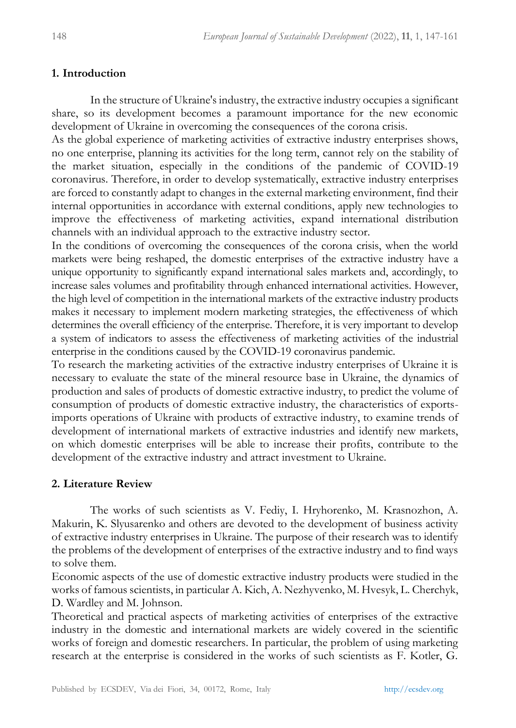## 1. Introduction

In the structure of Ukraine's industry, the extractive industry occupies a significant share, so its development becomes a paramount importance for the new economic development of Ukraine in overcoming the consequences of the corona crisis.

As the global experience of marketing activities of extractive industry enterprises shows, no one enterprise, planning its activities for the long term, cannot rely on the stability of the market situation, especially in the conditions of the pandemic of COVID-19 coronavirus. Therefore, in order to develop systematically, extractive industry enterprises are forced to constantly adapt to changes in the external marketing environment, find their internal opportunities in accordance with external conditions, apply new technologies to improve the effectiveness of marketing activities, expand international distribution channels with an individual approach to the extractive industry sector.

In the conditions of overcoming the consequences of the corona crisis, when the world markets were being reshaped, the domestic enterprises of the extractive industry have a unique opportunity to significantly expand international sales markets and, accordingly, to increase sales volumes and profitability through enhanced international activities. However, the high level of competition in the international markets of the extractive industry products makes it necessary to implement modern marketing strategies, the effectiveness of which determines the overall efficiency of the enterprise. Therefore, it is very important to develop a system of indicators to assess the effectiveness of marketing activities of the industrial enterprise in the conditions caused by the COVID-19 coronavirus pandemic.

To research the marketing activities of the extractive industry enterprises of Ukraine it is necessary to evaluate the state of the mineral resource base in Ukraine, the dynamics of production and sales of products of domestic extractive industry, to predict the volume of consumption of products of domestic extractive industry, the characteristics of exports-imports operations of Ukraine with products of extractive industry, to examine trends of development of international markets of extractive industries and identify new markets, on which domestic enterprises will be able to increase their profits, contribute to the development of the extractive industry and attract investment to Ukraine.

## 2. Literature Review

The works of such scientists as V. Fediy, I. Hryhorenko, M. Krasnozhon, A. Makurin, K. Slyusarenko and others are devoted to the development of business activity of extractive industry enterprises in Ukraine. The purpose of their research was to identify the problems of the development of enterprises of the extractive industry and to find ways to solve them.

Economic aspects of the use of domestic extractive industry products were studied in the works of famous scientists, in particular A. Kich, A. Nezhyvenko, M. Hvesyk, L. Cherchyk, D. Wardley and M. Johnson.

Theoretical and practical aspects of marketing activities of enterprises of the extractive industry in the domestic and international markets are widely covered in the scientific works of foreign and domestic researchers. In particular, the problem of using marketing research at the enterprise is considered in the works of such scientists as F. Kotler, G.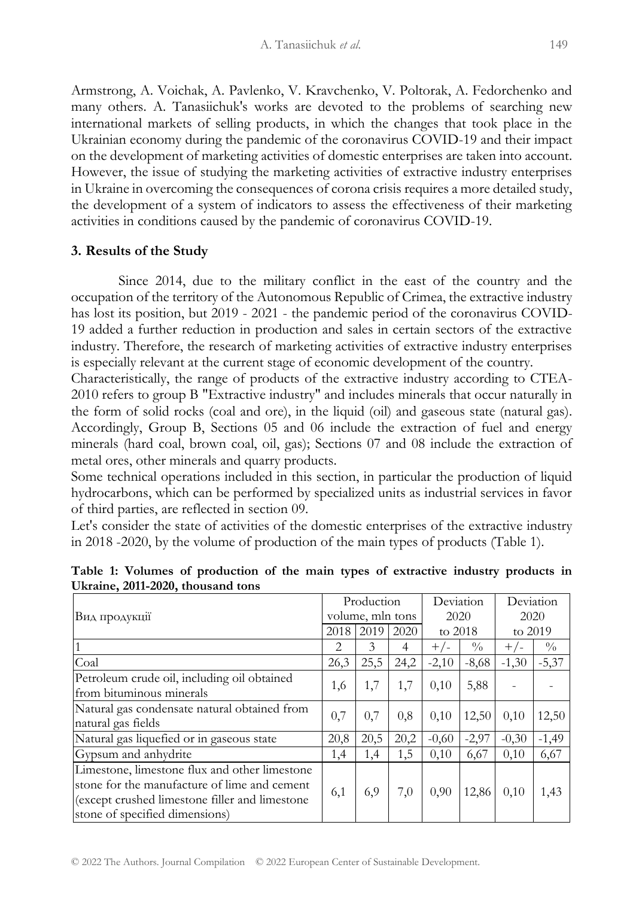Armstrong, A. Voichak, A. Pavlenko, V. Kravchenko, V. Poltorak, A. Fedorchenko and many others. A. Tanasiichuk's works are devoted to the problems of searching new international markets of selling products, in which the changes that took place in the Ukrainian economy during the pandemic of the coronavirus COVID-19 and their impact on the development of marketing activities of domestic enterprises are taken into account. However, the issue of studying the marketing activities of extractive industry enterprises in Ukraine in overcoming the consequences of corona crisis requires a more detailed study, the development of a system of indicators to assess the effectiveness of their marketing activities in conditions caused by the pandemic of coronavirus COVID-19.

## 3. Results of the Study

Since 2014, due to the military conflict in the east of the country and the occupation of the territory of the Autonomous Republic of Crimea, the extractive industry has lost its position, but 2019 - 2021 - the pandemic period of the coronavirus COVID-19 added a further reduction in production and sales in certain sectors of the extractive industry. Therefore, the research of marketing activities of extractive industry enterprises is especially relevant at the current stage of economic development of the country.

Characteristically, the range of products of the extractive industry according to CTEA-2010 refers to group B "Extractive industry" and includes minerals that occur naturally in the form of solid rocks (coal and ore), in the liquid (oil) and gaseous state (natural gas). Accordingly, Group B, Sections 05 and 06 include the extraction of fuel and energy minerals (hard coal, brown coal, oil, gas); Sections 07 and 08 include the extraction of metal ores, other minerals and quarry products.

Some technical operations included in this section, in particular the production of liquid hydrocarbons, which can be performed by specialized units as industrial services in favor of third parties, are reflected in section 09.

Let's consider the state of activities of the domestic enterprises of the extractive industry in 2018 -2020, by the volume of production of the main types of products (Table 1).

**Table 1: Volumes of production of the main types of extractive industry products in Ukraine, 2011-2020, thousand tons**

| Вид продукції | Production volume, mln tons | | | Deviation 2020 to 2018 | | Deviation 2020 to 2019 | |
|---|---|---|---|---|---|---|---|
| | 2018 | 2019 | 2020 | +/- | % | +/- | % |
| 1 | 2 | 3 | 4 | | | | |
| Coal | 26,3 | 25,5 | 24,2 | -2,10 | -8,68 | -1,30 | -5,37 |
| Petroleum crude oil, including oil obtained from bituminous minerals | 1,6 | 1,7 | 1,7 | 0,10 | 5,88 | - | - |
| Natural gas condensate natural obtained from natural gas fields | 0,7 | 0,7 | 0,8 | 0,10 | 12,50 | 0,10 | 12,50 |
| Natural gas liquefied or in gaseous state | 20,8 | 20,5 | 20,2 | -0,60 | -2,97 | -0,30 | -1,49 |
| Gypsum and anhydrite | 1,4 | 1,4 | 1,5 | 0,10 | 6,67 | 0,10 | 6,67 |
| Limestone, limestone flux and other limestone stone for the manufacture of lime and cement (except crushed limestone filler and limestone stone of specified dimensions) | 6,1 | 6,9 | 7,0 | 0,90 | 12,86 | 0,10 | 1,43 |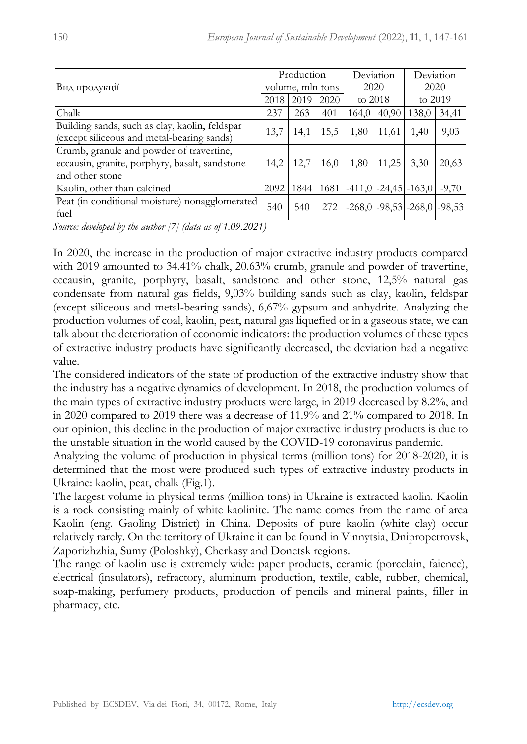| Вид продукції | Production volume, mln tons | | | Deviation 2020 to 2018 | | Deviation 2020 to 2019 | |
|---|---|---|---|---|---|---|---|
| | 2018 | 2019 | 2020 | | | | |
| Chalk | 237 | 263 | 401 | 164,0 | 40,90 | 138,0 | 34,41 |
| Building sands, such as clay, kaolin, feldspar (except siliceous and metal-bearing sands) | 13,7 | 14,1 | 15,5 | 1,80 | 11,61 | 1,40 | 9,03 |
| Crumb, granule and powder of travertine, eccausin, granite, porphyry, basalt, sandstone and other stone | 14,2 | 12,7 | 16,0 | 1,80 | 11,25 | 3,30 | 20,63 |
| Kaolin, other than calcined | 2092 | 1844 | 1681 | -411,0 | -24,45 | -163,0 | -9,70 |
| Peat (in conditional moisture) nonagglomerated fuel | 540 | 540 | 272 | -268,0 | -98,53 | -268,0 | -98,53 |

*Source: developed by the author [7] (data as of 1.09.2021)*

In 2020, the increase in the production of major extractive industry products compared with 2019 amounted to 34.41% chalk, 20.63% crumb, granule and powder of travertine, eccausin, granite, porphyry, basalt, sandstone and other stone, 12,5% natural gas condensate from natural gas fields, 9,03% building sands such as clay, kaolin, feldspar (except siliceous and metal-bearing sands), 6,67% gypsum and anhydrite. Analyzing the production volumes of coal, kaolin, peat, natural gas liquefied or in a gaseous state, we can talk about the deterioration of economic indicators: the production volumes of these types of extractive industry products have significantly decreased, the deviation had a negative value.

The considered indicators of the state of production of the extractive industry show that the industry has a negative dynamics of development. In 2018, the production volumes of the main types of extractive industry products were large, in 2019 decreased by 8.2%, and in 2020 compared to 2019 there was a decrease of 11.9% and 21% compared to 2018. In our opinion, this decline in the production of major extractive industry products is due to the unstable situation in the world caused by the COVID-19 coronavirus pandemic.

Analyzing the volume of production in physical terms (million tons) for 2018-2020, it is determined that the most were produced such types of extractive industry products in Ukraine: kaolin, peat, chalk (Fig.1).

The largest volume in physical terms (million tons) in Ukraine is extracted kaolin. Kaolin is a rock consisting mainly of white kaolinite. The name comes from the name of area Kaolin (eng. Gaoling District) in China. Deposits of pure kaolin (white clay) occur relatively rarely. On the territory of Ukraine it can be found in Vinnytsia, Dnipropetrovsk, Zaporizhzhia, Sumy (Poloshky), Cherkasy and Donetsk regions.

The range of kaolin use is extremely wide: paper products, ceramic (porcelain, faience), electrical (insulators), refractory, aluminum production, textile, cable, rubber, chemical, soap-making, perfumery products, production of pencils and mineral paints, filler in pharmacy, etc.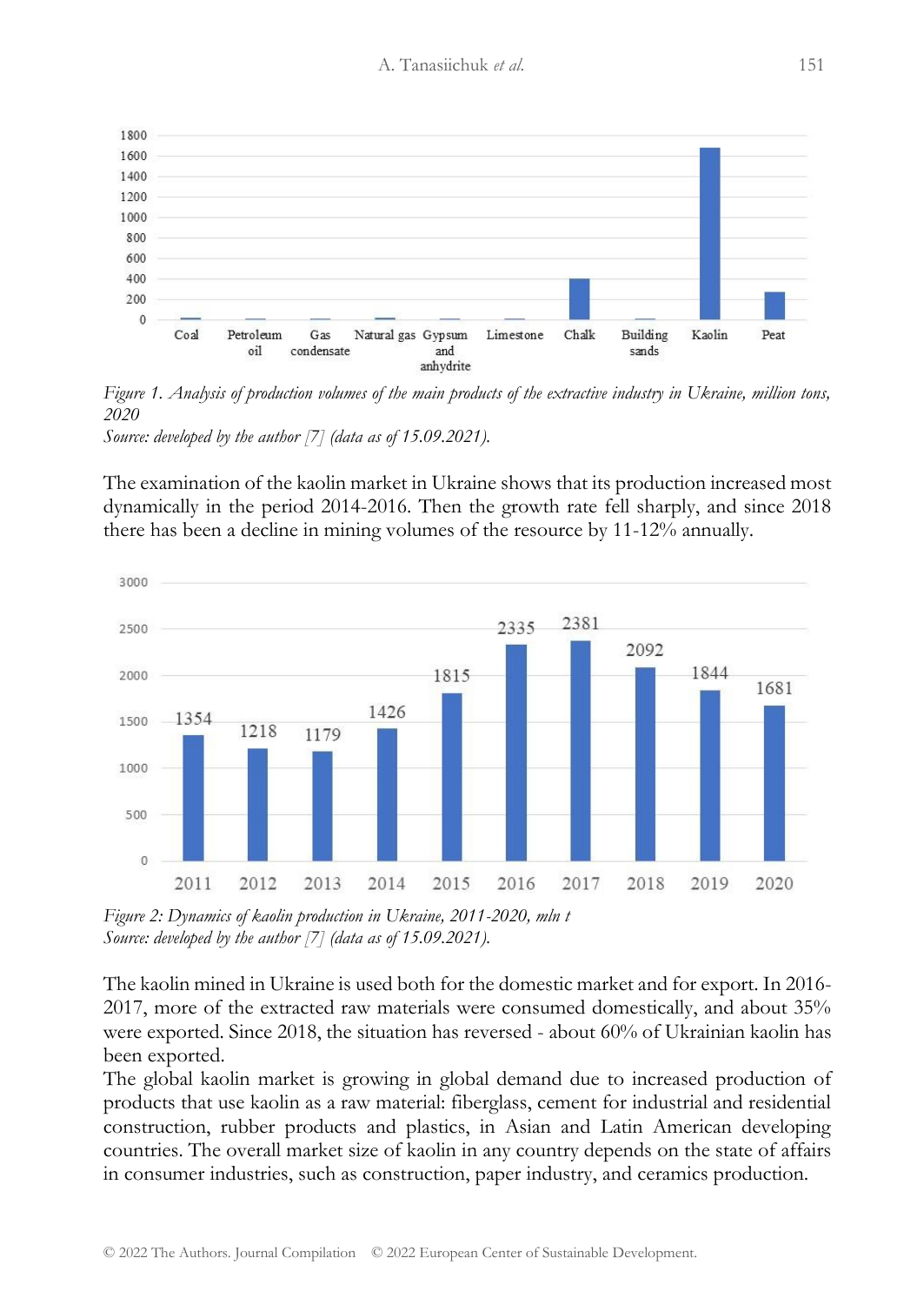*Figure 1. Analysis of production volumes of the main products of the extractive industry in Ukraine, million tons, 2020*

*Source: developed by the author [7] (data as of 15.09.2021).*

The examination of the kaolin market in Ukraine shows that its production increased most dynamically in the period 2014-2016. Then the growth rate fell sharply, and since 2018 there has been a decline in mining volumes of the resource by 11-12% annually.

*Figure 2: Dynamics of kaolin production in Ukraine, 2011-2020, mln t*

*Source: developed by the author [7] (data as of 15.09.2021).*

The kaolin mined in Ukraine is used both for the domestic market and for export. In 2016-2017, more of the extracted raw materials were consumed domestically, and about 35% were exported. Since 2018, the situation has reversed - about 60% of Ukrainian kaolin has been exported.

The global kaolin market is growing in global demand due to increased production of products that use kaolin as a raw material: fiberglass, cement for industrial and residential construction, rubber products and plastics, in Asian and Latin American developing countries. The overall market size of kaolin in any country depends on the state of affairs in consumer industries, such as construction, paper industry, and ceramics production.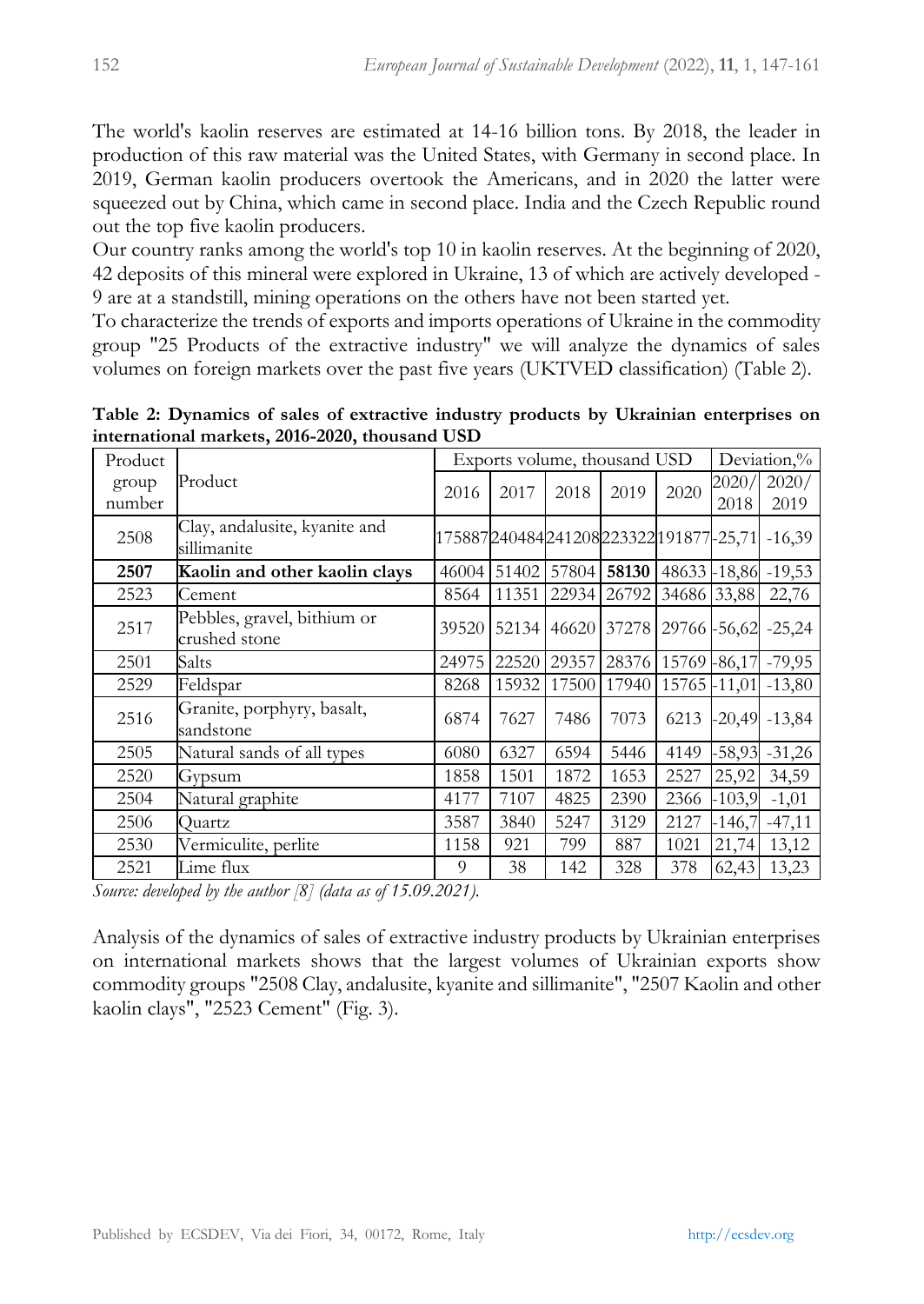The world's kaolin reserves are estimated at 14-16 billion tons. By 2018, the leader in production of this raw material was the United States, with Germany in second place. In 2019, German kaolin producers overtook the Americans, and in 2020 the latter were squeezed out by China, which came in second place. India and the Czech Republic round out the top five kaolin producers.

Our country ranks among the world's top 10 in kaolin reserves. At the beginning of 2020, 42 deposits of this mineral were explored in Ukraine, 13 of which are actively developed - 9 are at a standstill, mining operations on the others have not been started yet.

To characterize the trends of exports and imports operations of Ukraine in the commodity group "25 Products of the extractive industry" we will analyze the dynamics of sales volumes on foreign markets over the past five years (UKTVED classification) (Table 2).

**Table 2: Dynamics of sales of extractive industry products by Ukrainian enterprises on international markets, 2016-2020, thousand USD**

| Product group number | Product | Exports volume, thousand USD | | | | | Deviation,% | |
|---|---|---|---|---|---|---|---|---|
| | | 2016 | 2017 | 2018 | 2019 | 2020 | 2020/ 2018 | 2020/ 2019 |
| 2508 | Clay, andalusite, kyanite and sillimanite | 175887 | 240484 | 241208 | 223322 | 191877 | -25,71 | -16,39 |
| **2507** | **Kaolin and other kaolin clays** | 46004 | 51402 | 57804 | **58130** | 48633 | -18,86 | -19,53 |
| 2523 | Cement | 8564 | 11351 | 22934 | 26792 | 34686 | 33,88 | 22,76 |
| 2517 | Pebbles, gravel, bithium or crushed stone | 39520 | 52134 | 46620 | 37278 | 29766 | -56,62 | -25,24 |
| 2501 | Salts | 24975 | 22520 | 29357 | 28376 | 15769 | -86,17 | -79,95 |
| 2529 | Feldspar | 8268 | 15932 | 17500 | 17940 | 15765 | -11,01 | -13,80 |
| 2516 | Granite, porphyry, basalt, sandstone | 6874 | 7627 | 7486 | 7073 | 6213 | -20,49 | -13,84 |
| 2505 | Natural sands of all types | 6080 | 6327 | 6594 | 5446 | 4149 | -58,93 | -31,26 |
| 2520 | Gypsum | 1858 | 1501 | 1872 | 1653 | 2527 | 25,92 | 34,59 |
| 2504 | Natural graphite | 4177 | 7107 | 4825 | 2390 | 2366 | -103,9 | -1,01 |
| 2506 | Quartz | 3587 | 3840 | 5247 | 3129 | 2127 | -146,7 | -47,11 |
| 2530 | Vermiculite, perlite | 1158 | 921 | 799 | 887 | 1021 | 21,74 | 13,12 |
| 2521 | Lime flux | 9 | 38 | 142 | 328 | 378 | 62,43 | 13,23 |

*Source: developed by the author [8] (data as of 15.09.2021).*

Analysis of the dynamics of sales of extractive industry products by Ukrainian enterprises on international markets shows that the largest volumes of Ukrainian exports show commodity groups "2508 Clay, andalusite, kyanite and sillimanite", "2507 Kaolin and other kaolin clays", "2523 Cement" (Fig. 3).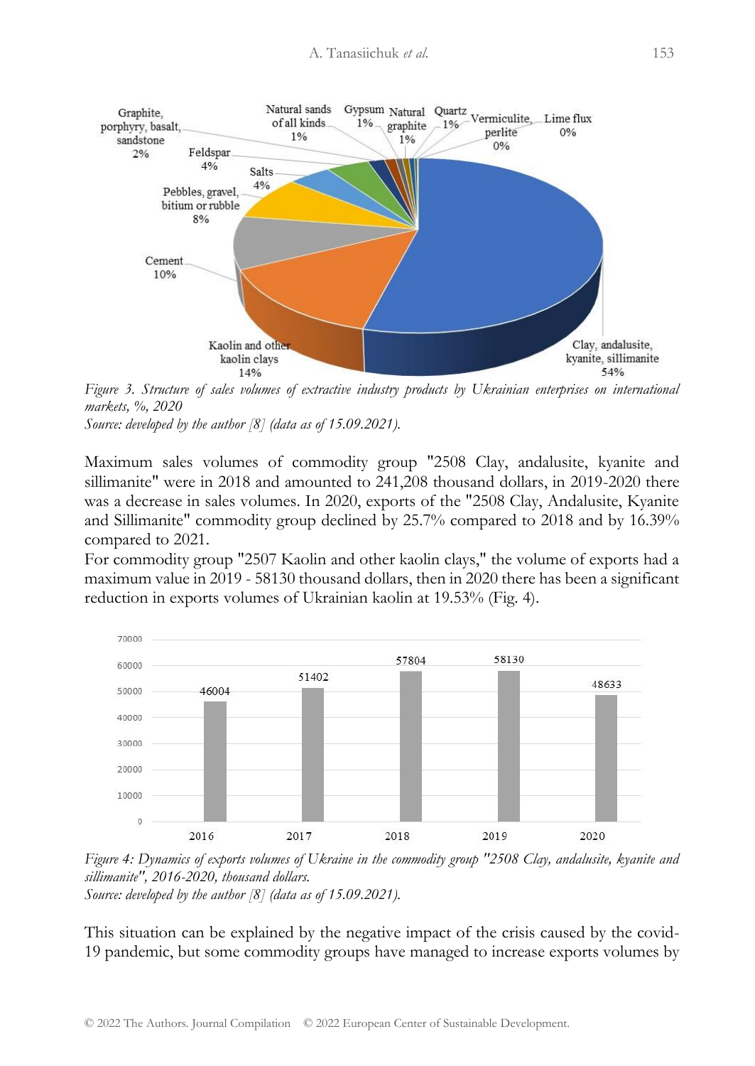Figure 3. *Structure of sales volumes of extractive industry products by Ukrainian enterprises on international markets, %, 2020*
*Source: developed by the author [8] (data as of 15.09.2021).*

Maximum sales volumes of commodity group "2508 Clay, andalusite, kyanite and sillimanite" were in 2018 and amounted to 241,208 thousand dollars, in 2019-2020 there was a decrease in sales volumes. In 2020, exports of the "2508 Clay, Andalusite, Kyanite and Sillimanite" commodity group declined by 25.7% compared to 2018 and by 16.39% compared to 2021.

For commodity group "2507 Kaolin and other kaolin clays," the volume of exports had a maximum value in 2019 - 58130 thousand dollars, then in 2020 there has been a significant reduction in exports volumes of Ukrainian kaolin at 19.53% (Fig. 4).

*Figure 4: Dynamics of exports volumes of Ukraine in the commodity group "2508 Clay, andalusite, kyanite and sillimanite", 2016-2020, thousand dollars.*
*Source: developed by the author [8] (data as of 15.09.2021).*

This situation can be explained by the negative impact of the crisis caused by the covid-19 pandemic, but some commodity groups have managed to increase exports volumes by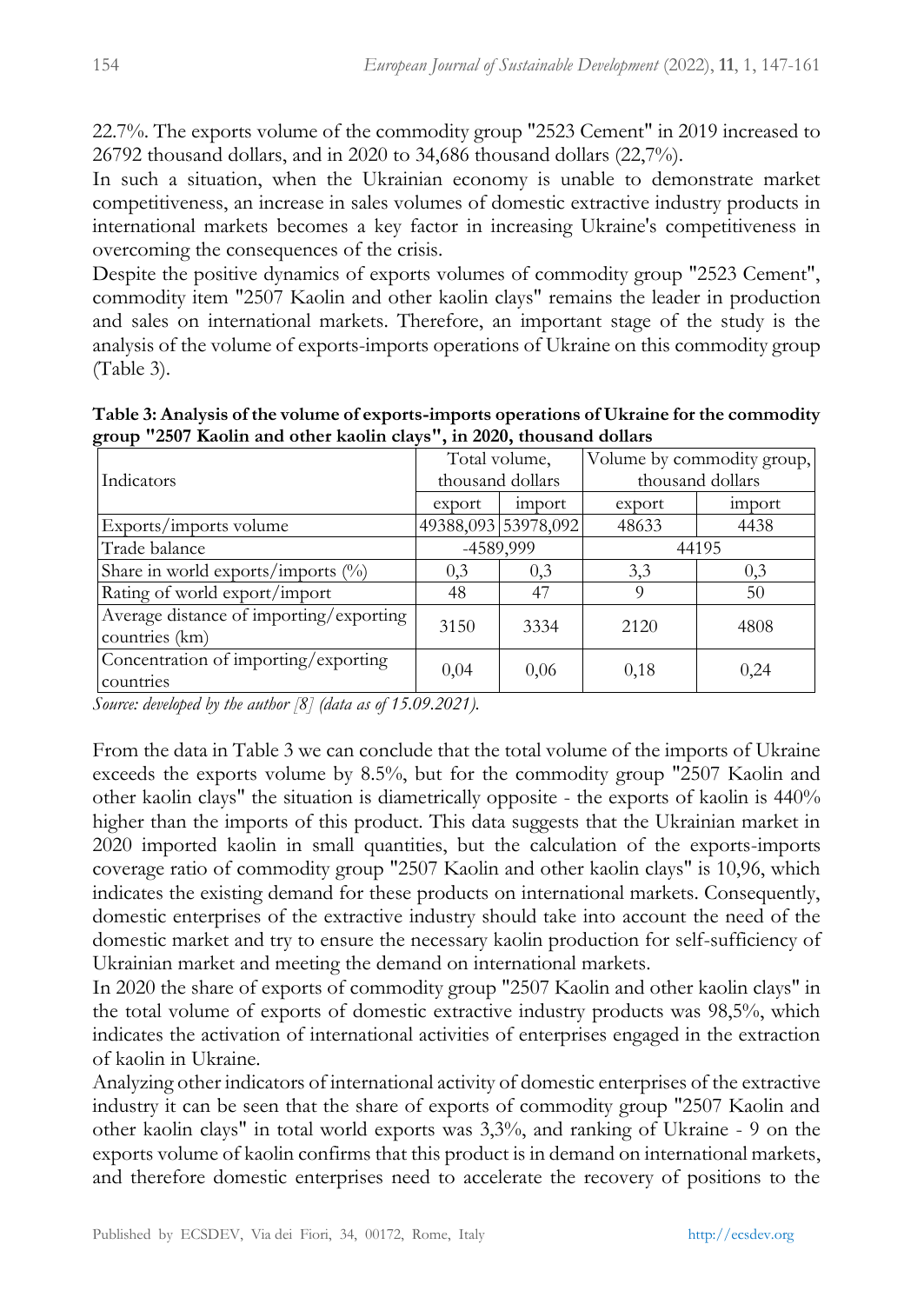22.7%. The exports volume of the commodity group "2523 Cement" in 2019 increased to 26792 thousand dollars, and in 2020 to 34,686 thousand dollars (22,7%).

In such a situation, when the Ukrainian economy is unable to demonstrate market competitiveness, an increase in sales volumes of domestic extractive industry products in international markets becomes a key factor in increasing Ukraine's competitiveness in overcoming the consequences of the crisis.

Despite the positive dynamics of exports volumes of commodity group "2523 Cement", commodity item "2507 Kaolin and other kaolin clays" remains the leader in production and sales on international markets. Therefore, an important stage of the study is the analysis of the volume of exports-imports operations of Ukraine on this commodity group (Table 3).

**Table 3: Analysis of the volume of exports-imports operations of Ukraine for the commodity group "2507 Kaolin and other kaolin clays", in 2020, thousand dollars**

| Indicators | Total volume, thousand dollars | | Volume by commodity group, thousand dollars | |
|---|---|---|---|---|
| | export | import | export | import |
| Exports/imports volume | 49388,093 | 53978,092 | 48633 | 4438 |
| Trade balance | -4589,999 | | 44195 | |
| Share in world exports/imports (%) | 0,3 | 0,3 | 3,3 | 0,3 |
| Rating of world export/import | 48 | 47 | 9 | 50 |
| Average distance of importing/exporting countries (km) | 3150 | 3334 | 2120 | 4808 |
| Concentration of importing/exporting countries | 0,04 | 0,06 | 0,18 | 0,24 |

*Source: developed by the author [8] (data as of 15.09.2021).*

From the data in Table 3 we can conclude that the total volume of the imports of Ukraine exceeds the exports volume by 8.5%, but for the commodity group "2507 Kaolin and other kaolin clays" the situation is diametrically opposite - the exports of kaolin is 440% higher than the imports of this product. This data suggests that the Ukrainian market in 2020 imported kaolin in small quantities, but the calculation of the exports-imports coverage ratio of commodity group "2507 Kaolin and other kaolin clays" is 10,96, which indicates the existing demand for these products on international markets. Consequently, domestic enterprises of the extractive industry should take into account the need of the domestic market and try to ensure the necessary kaolin production for self-sufficiency of Ukrainian market and meeting the demand on international markets.

In 2020 the share of exports of commodity group "2507 Kaolin and other kaolin clays" in the total volume of exports of domestic extractive industry products was 98,5%, which indicates the activation of international activities of enterprises engaged in the extraction of kaolin in Ukraine.

Analyzing other indicators of international activity of domestic enterprises of the extractive industry it can be seen that the share of exports of commodity group "2507 Kaolin and other kaolin clays" in total world exports was 3,3%, and ranking of Ukraine - 9 on the exports volume of kaolin confirms that this product is in demand on international markets, and therefore domestic enterprises need to accelerate the recovery of positions to the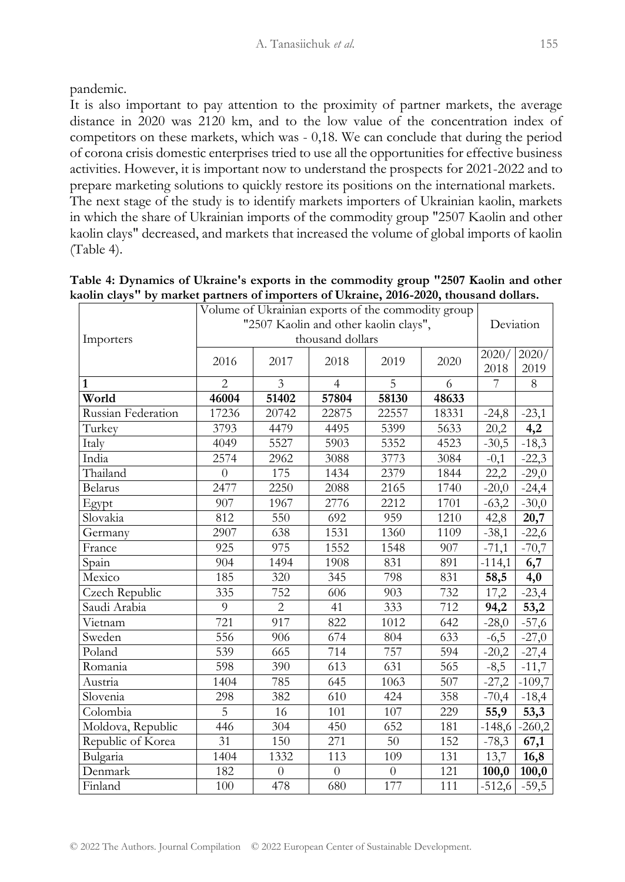pandemic.

It is also important to pay attention to the proximity of partner markets, the average distance in 2020 was 2120 km, and to the low value of the concentration index of competitors on these markets, which was - 0,18. We can conclude that during the period of corona crisis domestic enterprises tried to use all the opportunities for effective business activities. However, it is important now to understand the prospects for 2021-2022 and to prepare marketing solutions to quickly restore its positions on the international markets.

The next stage of the study is to identify markets importers of Ukrainian kaolin, markets in which the share of Ukrainian imports of the commodity group "2507 Kaolin and other kaolin clays" decreased, and markets that increased the volume of global imports of kaolin (Table 4).

**Table 4: Dynamics of Ukraine's exports in the commodity group "2507 Kaolin and other kaolin clays" by market partners of importers of Ukraine, 2016-2020, thousand dollars.**

| Importers | Volume of Ukrainian exports of the commodity group "2507 Kaolin and other kaolin clays", thousand dollars | | | | | Deviation | |
|---|---|---|---|---|---|---|---|
| | 2016 | 2017 | 2018 | 2019 | 2020 | 2020/ 2018 | 2020/ 2019 |
| **1** | 2 | 3 | 4 | 5 | 6 | 7 | 8 |
| **World** | **46004** | **51402** | **57804** | **58130** | **48633** | | |
| Russian Federation | 17236 | 20742 | 22875 | 22557 | 18331 | -24,8 | -23,1 |
| Turkey | 3793 | 4479 | 4495 | 5399 | 5633 | 20,2 | **4,2** |
| Italy | 4049 | 5527 | 5903 | 5352 | 4523 | -30,5 | -18,3 |
| India | 2574 | 2962 | 3088 | 3773 | 3084 | -0,1 | -22,3 |
| Thailand | 0 | 175 | 1434 | 2379 | 1844 | 22,2 | -29,0 |
| Belarus | 2477 | 2250 | 2088 | 2165 | 1740 | -20,0 | -24,4 |
| Egypt | 907 | 1967 | 2776 | 2212 | 1701 | -63,2 | -30,0 |
| Slovakia | 812 | 550 | 692 | 959 | 1210 | 42,8 | **20,7** |
| Germany | 2907 | 638 | 1531 | 1360 | 1109 | -38,1 | -22,6 |
| France | 925 | 975 | 1552 | 1548 | 907 | -71,1 | -70,7 |
| Spain | 904 | 1494 | 1908 | 831 | 891 | -114,1 | **6,7** |
| Mexico | 185 | 320 | 345 | 798 | 831 | **58,5** | **4,0** |
| Czech Republic | 335 | 752 | 606 | 903 | 732 | 17,2 | -23,4 |
| Saudi Arabia | 9 | 2 | 41 | 333 | 712 | **94,2** | **53,2** |
| Vietnam | 721 | 917 | 822 | 1012 | 642 | -28,0 | -57,6 |
| Sweden | 556 | 906 | 674 | 804 | 633 | -6,5 | -27,0 |
| Poland | 539 | 665 | 714 | 757 | 594 | -20,2 | -27,4 |
| Romania | 598 | 390 | 613 | 631 | 565 | -8,5 | -11,7 |
| Austria | 1404 | 785 | 645 | 1063 | 507 | -27,2 | -109,7 |
| Slovenia | 298 | 382 | 610 | 424 | 358 | -70,4 | -18,4 |
| Colombia | 5 | 16 | 101 | 107 | 229 | **55,9** | **53,3** |
| Moldova, Republic | 446 | 304 | 450 | 652 | 181 | -148,6 | -260,2 |
| Republic of Korea | 31 | 150 | 271 | 50 | 152 | -78,3 | **67,1** |
| Bulgaria | 1404 | 1332 | 113 | 109 | 131 | 13,7 | **16,8** |
| Denmark | 182 | 0 | 0 | 0 | 121 | **100,0** | **100,0** |
| Finland | 100 | 478 | 680 | 177 | 111 | -512,6 | -59,5 |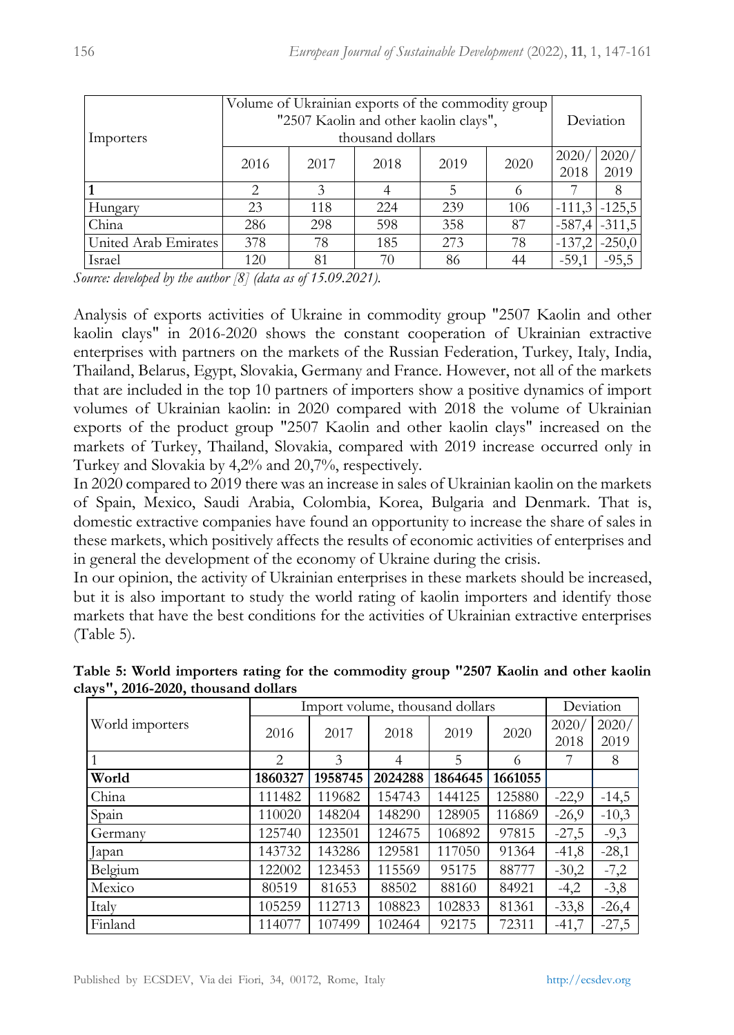| Importers | Volume of Ukrainian exports of the commodity group "2507 Kaolin and other kaolin clays", thousand dollars | | | | | Deviation | |
|---|---|---|---|---|---|---|---|
| | 2016 | 2017 | 2018 | 2019 | 2020 | 2020/ 2018 | 2020/ 2019 |
| 1 | 2 | 3 | 4 | 5 | 6 | 7 | 8 |
| Hungary | 23 | 118 | 224 | 239 | 106 | -111,3 | -125,5 |
| China | 286 | 298 | 598 | 358 | 87 | -587,4 | -311,5 |
| United Arab Emirates | 378 | 78 | 185 | 273 | 78 | -137,2 | -250,0 |
| Israel | 120 | 81 | 70 | 86 | 44 | -59,1 | -95,5 |

*Source: developed by the author [8] (data as of 15.09.2021).*

Analysis of exports activities of Ukraine in commodity group "2507 Kaolin and other kaolin clays" in 2016-2020 shows the constant cooperation of Ukrainian extractive enterprises with partners on the markets of the Russian Federation, Turkey, Italy, India, Thailand, Belarus, Egypt, Slovakia, Germany and France. However, not all of the markets that are included in the top 10 partners of importers show a positive dynamics of import volumes of Ukrainian kaolin: in 2020 compared with 2018 the volume of Ukrainian exports of the product group "2507 Kaolin and other kaolin clays" increased on the markets of Turkey, Thailand, Slovakia, compared with 2019 increase occurred only in Turkey and Slovakia by 4,2% and 20,7%, respectively.

In 2020 compared to 2019 there was an increase in sales of Ukrainian kaolin on the markets of Spain, Mexico, Saudi Arabia, Colombia, Korea, Bulgaria and Denmark. That is, domestic extractive companies have found an opportunity to increase the share of sales in these markets, which positively affects the results of economic activities of enterprises and in general the development of the economy of Ukraine during the crisis.

In our opinion, the activity of Ukrainian enterprises in these markets should be increased, but it is also important to study the world rating of kaolin importers and identify those markets that have the best conditions for the activities of Ukrainian extractive enterprises (Table 5).

**Table 5: World importers rating for the commodity group "2507 Kaolin and other kaolin clays", 2016-2020, thousand dollars**

| World importers | Import volume, thousand dollars | | | | | Deviation | |
|---|---|---|---|---|---|---|---|
| | 2016 | 2017 | 2018 | 2019 | 2020 | 2020/ 2018 | 2020/ 2019 |
| 1 | 2 | 3 | 4 | 5 | 6 | 7 | 8 |
| **World** | **1860327** | **1958745** | **2024288** | **1864645** | **1661055** | | |
| China | 111482 | 119682 | 154743 | 144125 | 125880 | -22,9 | -14,5 |
| Spain | 110020 | 148204 | 148290 | 128905 | 116869 | -26,9 | -10,3 |
| Germany | 125740 | 123501 | 124675 | 106892 | 97815 | -27,5 | -9,3 |
| Japan | 143732 | 143286 | 129581 | 117050 | 91364 | -41,8 | -28,1 |
| Belgium | 122002 | 123453 | 115569 | 95175 | 88777 | -30,2 | -7,2 |
| Mexico | 80519 | 81653 | 88502 | 88160 | 84921 | -4,2 | -3,8 |
| Italy | 105259 | 112713 | 108823 | 102833 | 81361 | -33,8 | -26,4 |
| Finland | 114077 | 107499 | 102464 | 92175 | 72311 | -41,7 | -27,5 |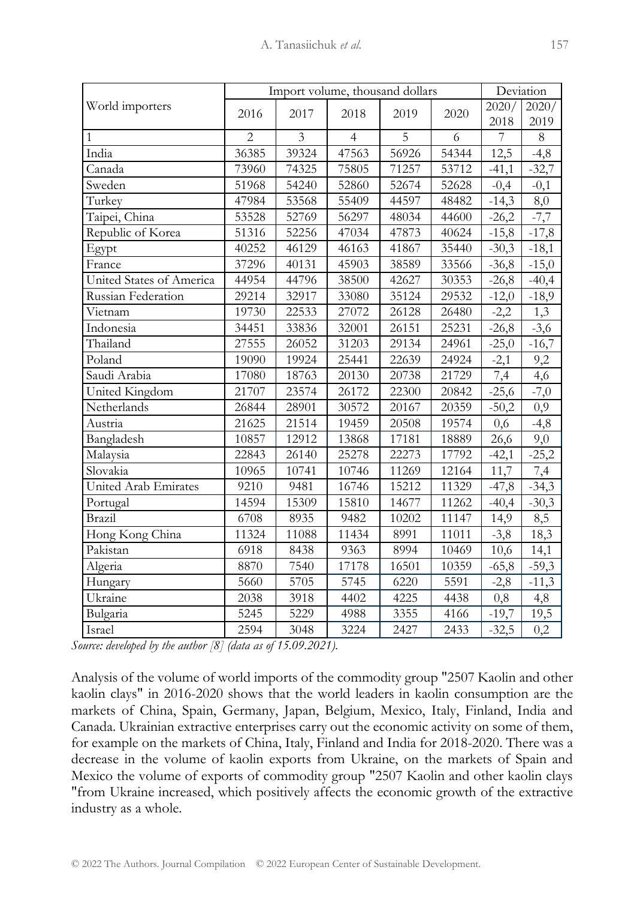| World importers | Import volume, thousand dollars | | | | | Deviation | |
|---|---|---|---|---|---|---|---|
| | 2016 | 2017 | 2018 | 2019 | 2020 | 2020/ 2018 | 2020/ 2019 |
| 1 | 2 | 3 | 4 | 5 | 6 | 7 | 8 |
| India | 36385 | 39324 | 47563 | 56926 | 54344 | 12,5 | -4,8 |
| Canada | 73960 | 74325 | 75805 | 71257 | 53712 | -41,1 | -32,7 |
| Sweden | 51968 | 54240 | 52860 | 52674 | 52628 | -0,4 | -0,1 |
| Turkey | 47984 | 53568 | 55409 | 44597 | 48482 | -14,3 | 8,0 |
| Taipei, China | 53528 | 52769 | 56297 | 48034 | 44600 | -26,2 | -7,7 |
| Republic of Korea | 51316 | 52256 | 47034 | 47873 | 40624 | -15,8 | -17,8 |
| Egypt | 40252 | 46129 | 46163 | 41867 | 35440 | -30,3 | -18,1 |
| France | 37296 | 40131 | 45903 | 38589 | 33566 | -36,8 | -15,0 |
| United States of America | 44954 | 44796 | 38500 | 42627 | 30353 | -26,8 | -40,4 |
| Russian Federation | 29214 | 32917 | 33080 | 35124 | 29532 | -12,0 | -18,9 |
| Vietnam | 19730 | 22533 | 27072 | 26128 | 26480 | -2,2 | 1,3 |
| Indonesia | 34451 | 33836 | 32001 | 26151 | 25231 | -26,8 | -3,6 |
| Thailand | 27555 | 26052 | 31203 | 29134 | 24961 | -25,0 | -16,7 |
| Poland | 19090 | 19924 | 25441 | 22639 | 24924 | -2,1 | 9,2 |
| Saudi Arabia | 17080 | 18763 | 20130 | 20738 | 21729 | 7,4 | 4,6 |
| United Kingdom | 21707 | 23574 | 26172 | 22300 | 20842 | -25,6 | -7,0 |
| Netherlands | 26844 | 28901 | 30572 | 20167 | 20359 | -50,2 | 0,9 |
| Austria | 21625 | 21514 | 19459 | 20508 | 19574 | 0,6 | -4,8 |
| Bangladesh | 10857 | 12912 | 13868 | 17181 | 18889 | 26,6 | 9,0 |
| Malaysia | 22843 | 26140 | 25278 | 22273 | 17792 | -42,1 | -25,2 |
| Slovakia | 10965 | 10741 | 10746 | 11269 | 12164 | 11,7 | 7,4 |
| United Arab Emirates | 9210 | 9481 | 16746 | 15212 | 11329 | -47,8 | -34,3 |
| Portugal | 14594 | 15309 | 15810 | 14677 | 11262 | -40,4 | -30,3 |
| Brazil | 6708 | 8935 | 9482 | 10202 | 11147 | 14,9 | 8,5 |
| Hong Kong China | 11324 | 11088 | 11434 | 8991 | 11011 | -3,8 | 18,3 |
| Pakistan | 6918 | 8438 | 9363 | 8994 | 10469 | 10,6 | 14,1 |
| Algeria | 8870 | 7540 | 17178 | 16501 | 10359 | -65,8 | -59,3 |
| Hungary | 5660 | 5705 | 5745 | 6220 | 5591 | -2,8 | -11,3 |
| Ukraine | 2038 | 3918 | 4402 | 4225 | 4438 | 0,8 | 4,8 |
| Bulgaria | 5245 | 5229 | 4988 | 3355 | 4166 | -19,7 | 19,5 |
| Israel | 2594 | 3048 | 3224 | 2427 | 2433 | -32,5 | 0,2 |

*Source: developed by the author [8] (data as of 15.09.2021).*

Analysis of the volume of world imports of the commodity group "2507 Kaolin and other kaolin clays" in 2016-2020 shows that the world leaders in kaolin consumption are the markets of China, Spain, Germany, Japan, Belgium, Mexico, Italy, Finland, India and Canada. Ukrainian extractive enterprises carry out the economic activity on some of them, for example on the markets of China, Italy, Finland and India for 2018-2020. There was a decrease in the volume of kaolin exports from Ukraine, on the markets of Spain and Mexico the volume of exports of commodity group "2507 Kaolin and other kaolin clays "from Ukraine increased, which positively affects the economic growth of the extractive industry as a whole.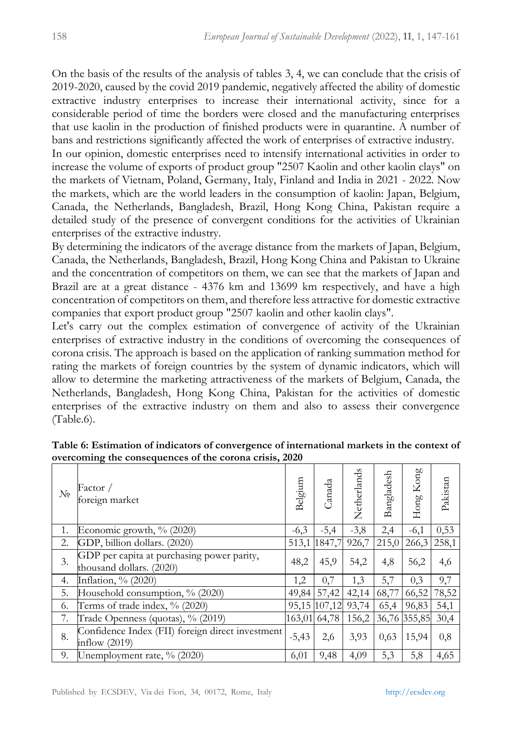On the basis of the results of the analysis of tables 3, 4, we can conclude that the crisis of 2019-2020, caused by the covid 2019 pandemic, negatively affected the ability of domestic extractive industry enterprises to increase their international activity, since for a considerable period of time the borders were closed and the manufacturing enterprises that use kaolin in the production of finished products were in quarantine. A number of bans and restrictions significantly affected the work of enterprises of extractive industry.

In our opinion, domestic enterprises need to intensify international activities in order to increase the volume of exports of product group "2507 Kaolin and other kaolin clays" on the markets of Vietnam, Poland, Germany, Italy, Finland and India in 2021 - 2022. Now the markets, which are the world leaders in the consumption of kaolin: Japan, Belgium, Canada, the Netherlands, Bangladesh, Brazil, Hong Kong China, Pakistan require a detailed study of the presence of convergent conditions for the activities of Ukrainian enterprises of the extractive industry.

By determining the indicators of the average distance from the markets of Japan, Belgium, Canada, the Netherlands, Bangladesh, Brazil, Hong Kong China and Pakistan to Ukraine and the concentration of competitors on them, we can see that the markets of Japan and Brazil are at a great distance - 4376 km and 13699 km respectively, and have a high concentration of competitors on them, and therefore less attractive for domestic extractive companies that export product group "2507 kaolin and other kaolin clays".

Let's carry out the complex estimation of convergence of activity of the Ukrainian enterprises of extractive industry in the conditions of overcoming the consequences of corona crisis. The approach is based on the application of ranking summation method for rating the markets of foreign countries by the system of dynamic indicators, which will allow to determine the marketing attractiveness of the markets of Belgium, Canada, the Netherlands, Bangladesh, Hong Kong China, Pakistan for the activities of domestic enterprises of the extractive industry on them and also to assess their convergence (Table.6).

**Table 6: Estimation of indicators of convergence of international markets in the context of overcoming the consequences of the corona crisis, 2020**

| № | Factor / foreign market | Belgium | Canada | Netherlands | Bangladesh | Hong Kong | Pakistan |
|---|---|---|---|---|---|---|---|
| 1. | Economic growth, % (2020) | -6,3 | -5,4 | -3,8 | 2,4 | -6,1 | 0,53 |
| 2. | GDP, billion dollars. (2020) | 513,1 | 1847,7 | 926,7 | 215,0 | 266,3 | 258,1 |
| 3. | GDP per capita at purchasing power parity, thousand dollars. (2020) | 48,2 | 45,9 | 54,2 | 4,8 | 56,2 | 4,6 |
| 4. | Inflation, % (2020) | 1,2 | 0,7 | 1,3 | 5,7 | 0,3 | 9,7 |
| 5. | Household consumption, % (2020) | 49,84 | 57,42 | 42,14 | 68,77 | 66,52 | 78,52 |
| 6. | Terms of trade index, % (2020) | 95,15 | 107,12 | 93,74 | 65,4 | 96,83 | 54,1 |
| 7. | Trade Openness (quotas), % (2019) | 163,01 | 64,78 | 156,2 | 36,76 | 355,85 | 30,4 |
| 8. | Confidence Index (FII) foreign direct investment inflow (2019) | -5,43 | 2,6 | 3,93 | 0,63 | 15,94 | 0,8 |
| 9. | Unemployment rate, % (2020) | 6,01 | 9,48 | 4,09 | 5,3 | 5,8 | 4,65 |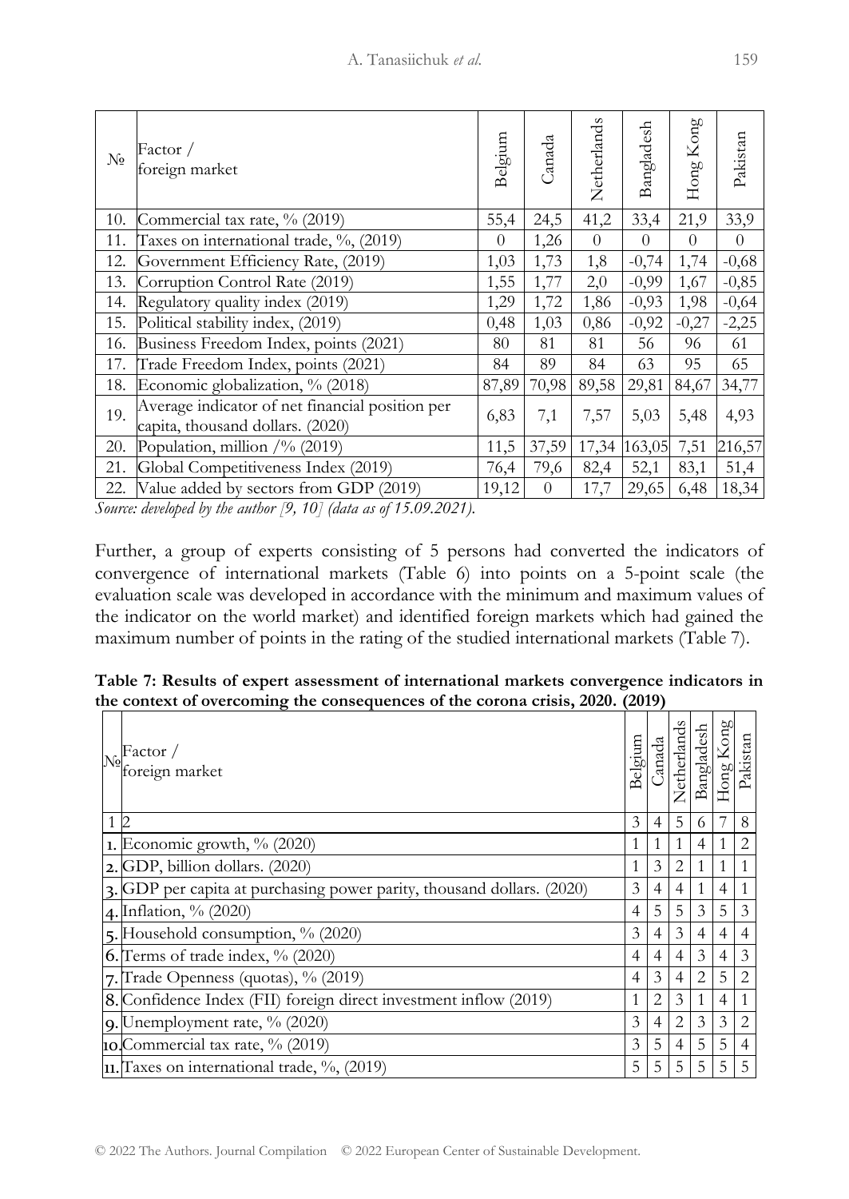| № | Factor / foreign market | Belgium | Canada | Netherlands | Bangladesh | Hong Kong | Pakistan |
|---|---|---|---|---|---|---|---|
| 10. | Commercial tax rate, % (2019) | 55,4 | 24,5 | 41,2 | 33,4 | 21,9 | 33,9 |
| 11. | Taxes on international trade, %, (2019) | 0 | 1,26 | 0 | 0 | 0 | 0 |
| 12. | Government Efficiency Rate, (2019) | 1,03 | 1,73 | 1,8 | -0,74 | 1,74 | -0,68 |
| 13. | Corruption Control Rate (2019) | 1,55 | 1,77 | 2,0 | -0,99 | 1,67 | -0,85 |
| 14. | Regulatory quality index (2019) | 1,29 | 1,72 | 1,86 | -0,93 | 1,98 | -0,64 |
| 15. | Political stability index, (2019) | 0,48 | 1,03 | 0,86 | -0,92 | -0,27 | -2,25 |
| 16. | Business Freedom Index, points (2021) | 80 | 81 | 81 | 56 | 96 | 61 |
| 17. | Trade Freedom Index, points (2021) | 84 | 89 | 84 | 63 | 95 | 65 |
| 18. | Economic globalization, % (2018) | 87,89 | 70,98 | 89,58 | 29,81 | 84,67 | 34,77 |
| 19. | Average indicator of net financial position per capita, thousand dollars. (2020) | 6,83 | 7,1 | 7,57 | 5,03 | 5,48 | 4,93 |
| 20. | Population, million /% (2019) | 11,5 | 37,59 | 17,34 | 163,05 | 7,51 | 216,57 |
| 21. | Global Competitiveness Index (2019) | 76,4 | 79,6 | 82,4 | 52,1 | 83,1 | 51,4 |
| 22. | Value added by sectors from GDP (2019) | 19,12 | 0 | 17,7 | 29,65 | 6,48 | 18,34 |

*Source: developed by the author [9, 10] (data as of 15.09.2021).*

Further, a group of experts consisting of 5 persons had converted the indicators of convergence of international markets (Table 6) into points on a 5-point scale (the evaluation scale was developed in accordance with the minimum and maximum values of the indicator on the world market) and identified foreign markets which had gained the maximum number of points in the rating of the studied international markets (Table 7).

**Table 7: Results of expert assessment of international markets convergence indicators in the context of overcoming the consequences of the corona crisis, 2020. (2019)**

| № | Factor / foreign market | Belgium | Canada | Netherlands | Bangladesh | Hong Kong | Pakistan |
|---|---|---|---|---|---|---|---|
| 1 | 2 | 3 | 4 | 5 | 6 | 7 | 8 |
| 1. | Economic growth, % (2020) | 1 | 1 | 1 | 4 | 1 | 2 |
| 2. | GDP, billion dollars. (2020) | 1 | 3 | 2 | 1 | 1 | 1 |
| 3. | GDP per capita at purchasing power parity, thousand dollars. (2020) | 3 | 4 | 4 | 1 | 4 | 1 |
| 4. | Inflation, % (2020) | 4 | 5 | 5 | 3 | 5 | 3 |
| 5. | Household consumption, % (2020) | 3 | 4 | 3 | 4 | 4 | 4 |
| 6. | Terms of trade index, % (2020) | 4 | 4 | 4 | 3 | 4 | 3 |
| 7. | Trade Openness (quotas), % (2019) | 4 | 3 | 4 | 2 | 5 | 2 |
| 8. | Confidence Index (FII) foreign direct investment inflow (2019) | 1 | 2 | 3 | 1 | 4 | 1 |
| 9. | Unemployment rate, % (2020) | 3 | 4 | 2 | 3 | 3 | 2 |
| 10. | Commercial tax rate, % (2019) | 3 | 5 | 4 | 5 | 5 | 4 |
| 11. | Taxes on international trade, %, (2019) | 5 | 5 | 5 | 5 | 5 | 5 |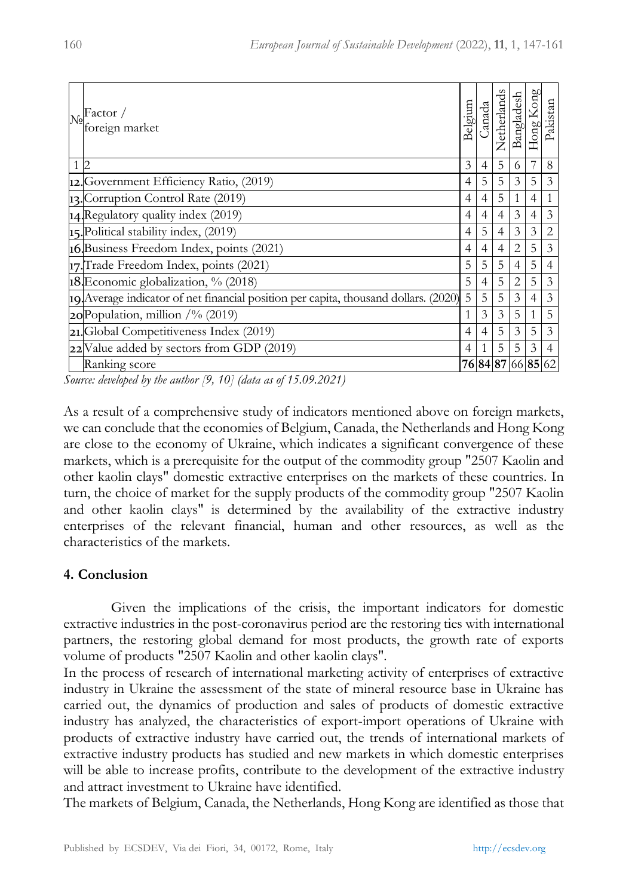| № | Factor / foreign market | Belgium | Canada | Netherlands | Bangladesh | Hong Kong | Pakistan |
|---|---|---|---|---|---|---|---|
| 1 | 2 | 3 | 4 | 5 | 6 | 7 | 8 |
| 12. | Government Efficiency Ratio, (2019) | 4 | 5 | 5 | 3 | 5 | 3 |
| 13. | Corruption Control Rate (2019) | 4 | 4 | 5 | 1 | 4 | 1 |
| 14. | Regulatory quality index (2019) | 4 | 4 | 4 | 3 | 4 | 3 |
| 15. | Political stability index, (2019) | 4 | 5 | 4 | 3 | 3 | 2 |
| 16. | Business Freedom Index, points (2021) | 4 | 4 | 4 | 2 | 5 | 3 |
| 17. | Trade Freedom Index, points (2021) | 5 | 5 | 5 | 4 | 5 | 4 |
| 18. | Economic globalization, % (2018) | 5 | 4 | 5 | 2 | 5 | 3 |
| 19. | Average indicator of net financial position per capita, thousand dollars. (2020) | 5 | 5 | 5 | 3 | 4 | 3 |
| 20 | Population, million /% (2019) | 1 | 3 | 3 | 5 | 1 | 5 |
| 21. | Global Competitiveness Index (2019) | 4 | 4 | 5 | 3 | 5 | 3 |
| 22 | Value added by sectors from GDP (2019) | 4 | 1 | 5 | 5 | 3 | 4 |
| | Ranking score | **76** | **84** | **87** | 66 | **85** | 62 |

*Source: developed by the author [9, 10] (data as of 15.09.2021)*

As a result of a comprehensive study of indicators mentioned above on foreign markets, we can conclude that the economies of Belgium, Canada, the Netherlands and Hong Kong are close to the economy of Ukraine, which indicates a significant convergence of these markets, which is a prerequisite for the output of the commodity group "2507 Kaolin and other kaolin clays" domestic extractive enterprises on the markets of these countries. In turn, the choice of market for the supply products of the commodity group "2507 Kaolin and other kaolin clays" is determined by the availability of the extractive industry enterprises of the relevant financial, human and other resources, as well as the characteristics of the markets.

## 4. Conclusion

Given the implications of the crisis, the important indicators for domestic extractive industries in the post-coronavirus period are the restoring ties with international partners, the restoring global demand for most products, the growth rate of exports volume of products "2507 Kaolin and other kaolin clays".

In the process of research of international marketing activity of enterprises of extractive industry in Ukraine the assessment of the state of mineral resource base in Ukraine has carried out, the dynamics of production and sales of products of domestic extractive industry has analyzed, the characteristics of export-import operations of Ukraine with products of extractive industry have carried out, the trends of international markets of extractive industry products has studied and new markets in which domestic enterprises will be able to increase profits, contribute to the development of the extractive industry and attract investment to Ukraine have identified.

The markets of Belgium, Canada, the Netherlands, Hong Kong are identified as those that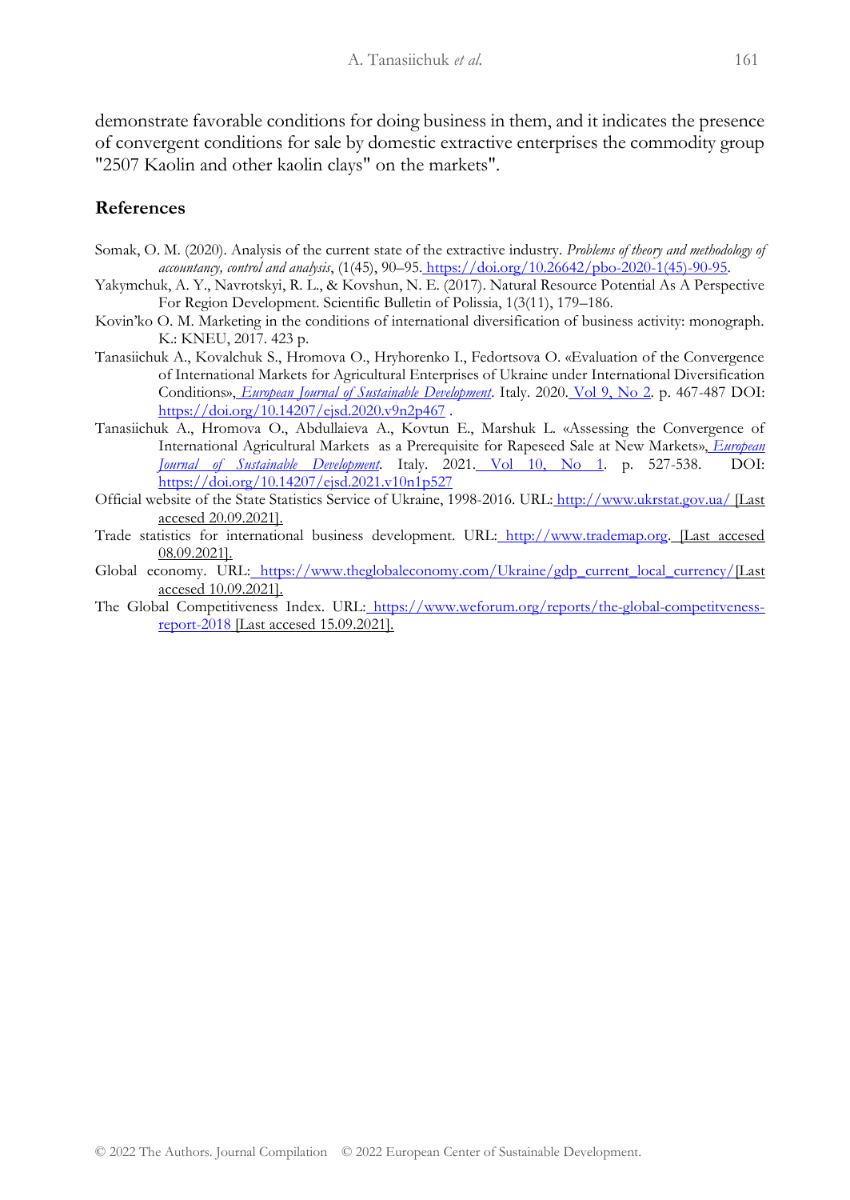demonstrate favorable conditions for doing business in them, and it indicates the presence of convergent conditions for sale by domestic extractive enterprises the commodity group "2507 Kaolin and other kaolin clays" on the markets".

## References

Somak, O. M. (2020). Analysis of the current state of the extractive industry. *Problems of theory and methodology of accountancy, control and analysis*, (1(45), 90–95. https://doi.org/10.26642/pbo-2020-1(45)-90-95.

Yakymchuk, A. Y., Navrotskyi, R. L., & Kovshun, N. E. (2017). Natural Resource Potential As A Perspective For Region Development. Scientific Bulletin of Polissia, 1(3(11), 179–186.

Kovin'ko O. M. Marketing in the conditions of international diversification of business activity: monograph. K.: KNEU, 2017. 423 p.

Tanasiichuk A., Kovalchuk S., Hromova O., Hryhorenko I., Fedortsova O. «Evaluation of the Convergence of International Markets for Agricultural Enterprises of Ukraine under International Diversification Conditions», *European Journal of Sustainable Development*. Italy. 2020. Vol 9, No 2. p. 467-487 DOI: https://doi.org/10.14207/ejsd.2020.v9n2p467 .

Tanasiichuk A., Hromova O., Abdullaieva A., Kovtun E., Marshuk L. «Assessing the Convergence of International Agricultural Markets as a Prerequisite for Rapeseed Sale at New Markets», *European Journal of Sustainable Development*. Italy. 2021. Vol 10, No 1. p. 527-538. DOI: https://doi.org/10.14207/ejsd.2021.v10n1p527

Official website of the State Statistics Service of Ukraine, 1998-2016. URL: http://www.ukrstat.gov.ua/ [Last accesed 20.09.2021].

Trade statistics for international business development. URL: http://www.trademap.org. [Last accesed 08.09.2021].

Global economy. URL: https://www.theglobaleconomy.com/Ukraine/gdp_current_local_currency/[Last accesed 10.09.2021].

The Global Competitiveness Index. URL: https://www.weforum.org/reports/the-global-competitveness-report-2018 [Last accesed 15.09.2021].